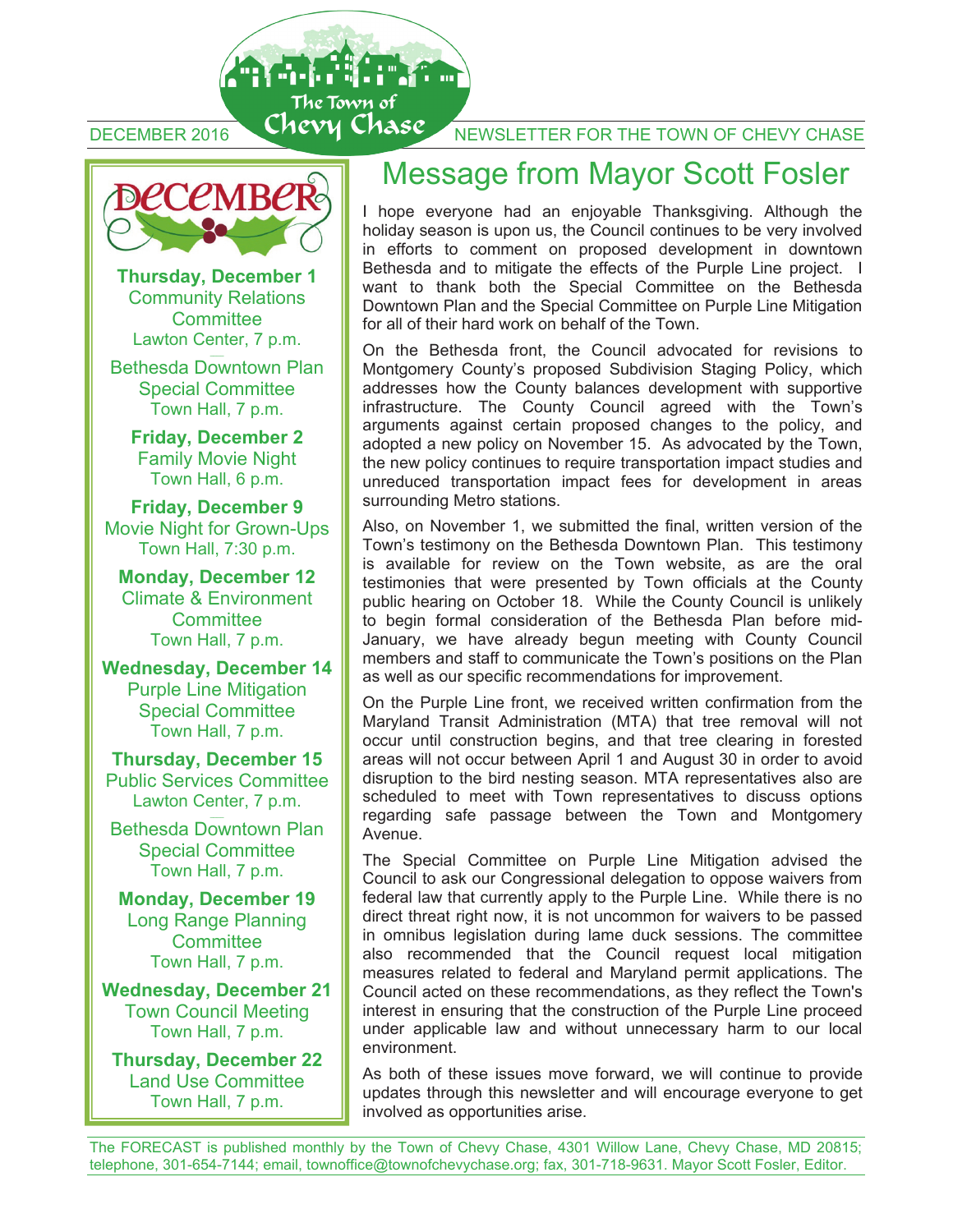The Town of Chevy Chase

DECEMBER 2016 NEWSLETTER FOR THE TOWN OF CHEVY CHASE

## December

**Thursday, December 1**
Community Relations Committee
Lawton Center, 7 p.m.

Bethesda Downtown Plan Special Committee
Town Hall, 7 p.m.

**Friday, December 2**
Family Movie Night
Town Hall, 6 p.m.

**Friday, December 9**
Movie Night for Grown-Ups
Town Hall, 7:30 p.m.

**Monday, December 12**
Climate & Environment Committee
Town Hall, 7 p.m.

**Wednesday, December 14**
Purple Line Mitigation Special Committee
Town Hall, 7 p.m.

**Thursday, December 15**
Public Services Committee
Lawton Center, 7 p.m.

Bethesda Downtown Plan Special Committee
Town Hall, 7 p.m.

**Monday, December 19**
Long Range Planning Committee
Town Hall, 7 p.m.

**Wednesday, December 21**
Town Council Meeting
Town Hall, 7 p.m.

**Thursday, December 22**
Land Use Committee
Town Hall, 7 p.m.

# Message from Mayor Scott Fosler

I hope everyone had an enjoyable Thanksgiving. Although the holiday season is upon us, the Council continues to be very involved in efforts to comment on proposed development in downtown Bethesda and to mitigate the effects of the Purple Line project. I want to thank both the Special Committee on the Bethesda Downtown Plan and the Special Committee on Purple Line Mitigation for all of their hard work on behalf of the Town.

On the Bethesda front, the Council advocated for revisions to Montgomery County's proposed Subdivision Staging Policy, which addresses how the County balances development with supportive infrastructure. The County Council agreed with the Town's arguments against certain proposed changes to the policy, and adopted a new policy on November 15. As advocated by the Town, the new policy continues to require transportation impact studies and unreduced transportation impact fees for development in areas surrounding Metro stations.

Also, on November 1, we submitted the final, written version of the Town's testimony on the Bethesda Downtown Plan. This testimony is available for review on the Town website, as are the oral testimonies that were presented by Town officials at the County public hearing on October 18. While the County Council is unlikely to begin formal consideration of the Bethesda Plan before mid-January, we have already begun meeting with County Council members and staff to communicate the Town's positions on the Plan as well as our specific recommendations for improvement.

On the Purple Line front, we received written confirmation from the Maryland Transit Administration (MTA) that tree removal will not occur until construction begins, and that tree clearing in forested areas will not occur between April 1 and August 30 in order to avoid disruption to the bird nesting season. MTA representatives also are scheduled to meet with Town representatives to discuss options regarding safe passage between the Town and Montgomery Avenue.

The Special Committee on Purple Line Mitigation advised the Council to ask our Congressional delegation to oppose waivers from federal law that currently apply to the Purple Line. While there is no direct threat right now, it is not uncommon for waivers to be passed in omnibus legislation during lame duck sessions. The committee also recommended that the Council request local mitigation measures related to federal and Maryland permit applications. The Council acted on these recommendations, as they reflect the Town's interest in ensuring that the construction of the Purple Line proceed under applicable law and without unnecessary harm to our local environment.

As both of these issues move forward, we will continue to provide updates through this newsletter and will encourage everyone to get involved as opportunities arise.

The FORECAST is published monthly by the Town of Chevy Chase, 4301 Willow Lane, Chevy Chase, MD 20815; telephone, 301-654-7144; email, townoffice@townofchevychase.org; fax, 301-718-9631. Mayor Scott Fosler, Editor.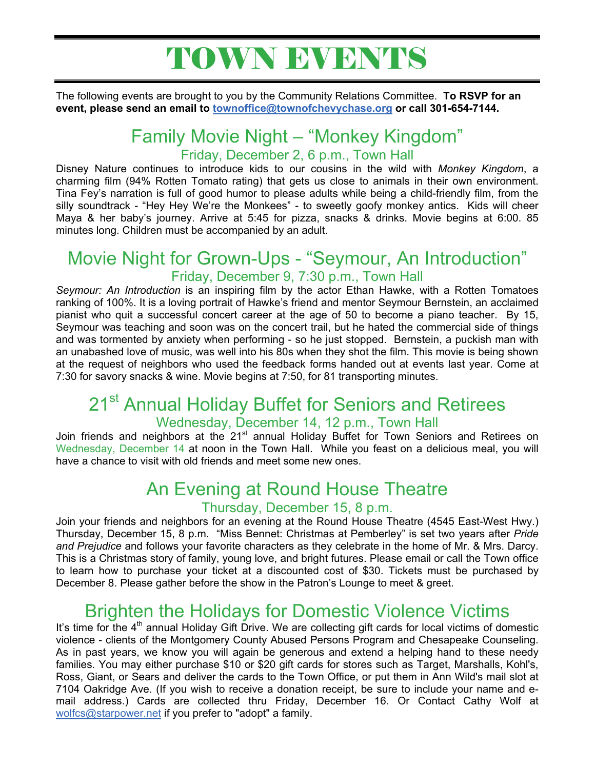# TOWN EVENTS

The following events are brought to you by the Community Relations Committee. **To RSVP for an event, please send an email to townoffice@townofchevychase.org or call 301-654-7144.**

## Family Movie Night – "Monkey Kingdom"

### Friday, December 2, 6 p.m., Town Hall

Disney Nature continues to introduce kids to our cousins in the wild with *Monkey Kingdom*, a charming film (94% Rotten Tomato rating) that gets us close to animals in their own environment. Tina Fey's narration is full of good humor to please adults while being a child-friendly film, from the silly soundtrack - "Hey Hey We're the Monkees" - to sweetly goofy monkey antics. Kids will cheer Maya & her baby's journey. Arrive at 5:45 for pizza, snacks & drinks. Movie begins at 6:00. 85 minutes long. Children must be accompanied by an adult.

## Movie Night for Grown-Ups - "Seymour, An Introduction"

### Friday, December 9, 7:30 p.m., Town Hall

*Seymour: An Introduction* is an inspiring film by the actor Ethan Hawke, with a Rotten Tomatoes ranking of 100%. It is a loving portrait of Hawke's friend and mentor Seymour Bernstein, an acclaimed pianist who quit a successful concert career at the age of 50 to become a piano teacher. By 15, Seymour was teaching and soon was on the concert trail, but he hated the commercial side of things and was tormented by anxiety when performing - so he just stopped. Bernstein, a puckish man with an unabashed love of music, was well into his 80s when they shot the film. This movie is being shown at the request of neighbors who used the feedback forms handed out at events last year. Come at 7:30 for savory snacks & wine. Movie begins at 7:50, for 81 transporting minutes.

## 21st Annual Holiday Buffet for Seniors and Retirees

### Wednesday, December 14, 12 p.m., Town Hall

Join friends and neighbors at the 21st annual Holiday Buffet for Town Seniors and Retirees on Wednesday, December 14 at noon in the Town Hall. While you feast on a delicious meal, you will have a chance to visit with old friends and meet some new ones.

## An Evening at Round House Theatre

### Thursday, December 15, 8 p.m.

Join your friends and neighbors for an evening at the Round House Theatre (4545 East-West Hwy.) Thursday, December 15, 8 p.m. "Miss Bennet: Christmas at Pemberley" is set two years after *Pride and Prejudice* and follows your favorite characters as they celebrate in the home of Mr. & Mrs. Darcy. This is a Christmas story of family, young love, and bright futures. Please email or call the Town office to learn how to purchase your ticket at a discounted cost of $30. Tickets must be purchased by December 8. Please gather before the show in the Patron's Lounge to meet & greet.

## Brighten the Holidays for Domestic Violence Victims

It's time for the 4th annual Holiday Gift Drive. We are collecting gift cards for local victims of domestic violence - clients of the Montgomery County Abused Persons Program and Chesapeake Counseling. As in past years, we know you will again be generous and extend a helping hand to these needy families. You may either purchase $10 or $20 gift cards for stores such as Target, Marshalls, Kohl's, Ross, Giant, or Sears and deliver the cards to the Town Office, or put them in Ann Wild's mail slot at 7104 Oakridge Ave. (If you wish to receive a donation receipt, be sure to include your name and e-mail address.) Cards are collected thru Friday, December 16. Or Contact Cathy Wolf at wolfcs@starpower.net if you prefer to "adopt" a family.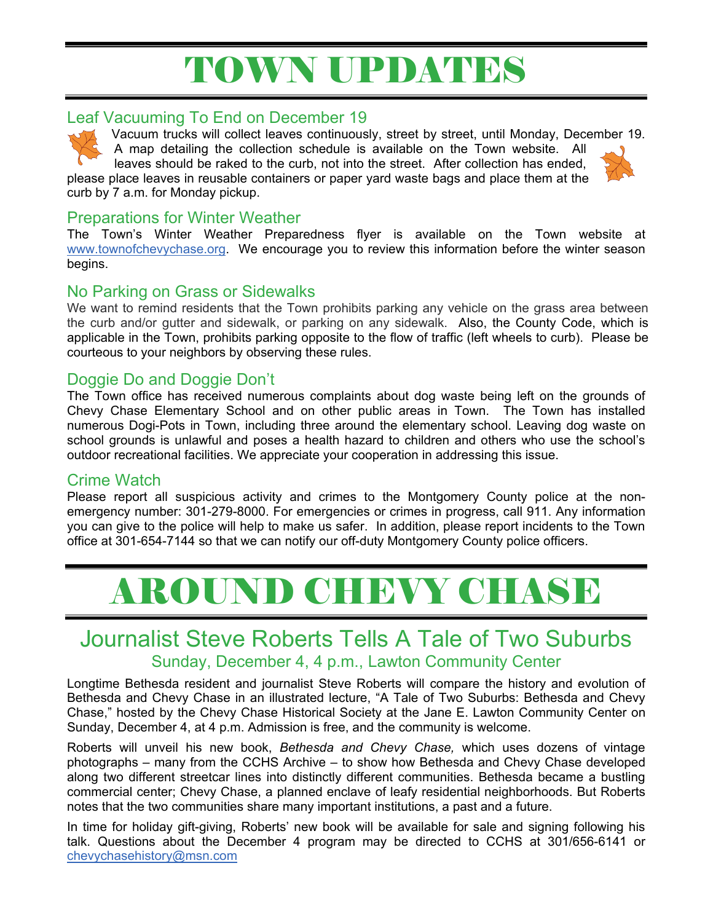# TOWN UPDATES

## Leaf Vacuuming To End on December 19

Vacuum trucks will collect leaves continuously, street by street, until Monday, December 19. A map detailing the collection schedule is available on the Town website. All leaves should be raked to the curb, not into the street. After collection has ended, please place leaves in reusable containers or paper yard waste bags and place them at the curb by 7 a.m. for Monday pickup.

## Preparations for Winter Weather

The Town's Winter Weather Preparedness flyer is available on the Town website at www.townofchevychase.org. We encourage you to review this information before the winter season begins.

## No Parking on Grass or Sidewalks

We want to remind residents that the Town prohibits parking any vehicle on the grass area between the curb and/or gutter and sidewalk, or parking on any sidewalk. Also, the County Code, which is applicable in the Town, prohibits parking opposite to the flow of traffic (left wheels to curb). Please be courteous to your neighbors by observing these rules.

## Doggie Do and Doggie Don't

The Town office has received numerous complaints about dog waste being left on the grounds of Chevy Chase Elementary School and on other public areas in Town. The Town has installed numerous Dogi-Pots in Town, including three around the elementary school. Leaving dog waste on school grounds is unlawful and poses a health hazard to children and others who use the school's outdoor recreational facilities. We appreciate your cooperation in addressing this issue.

## Crime Watch

Please report all suspicious activity and crimes to the Montgomery County police at the non-emergency number: 301-279-8000. For emergencies or crimes in progress, call 911. Any information you can give to the police will help to make us safer. In addition, please report incidents to the Town office at 301-654-7144 so that we can notify our off-duty Montgomery County police officers.

# AROUND CHEVY CHASE

## Journalist Steve Roberts Tells A Tale of Two Suburbs

### Sunday, December 4, 4 p.m., Lawton Community Center

Longtime Bethesda resident and journalist Steve Roberts will compare the history and evolution of Bethesda and Chevy Chase in an illustrated lecture, "A Tale of Two Suburbs: Bethesda and Chevy Chase," hosted by the Chevy Chase Historical Society at the Jane E. Lawton Community Center on Sunday, December 4, at 4 p.m. Admission is free, and the community is welcome.

Roberts will unveil his new book, *Bethesda and Chevy Chase,* which uses dozens of vintage photographs – many from the CCHS Archive – to show how Bethesda and Chevy Chase developed along two different streetcar lines into distinctly different communities. Bethesda became a bustling commercial center; Chevy Chase, a planned enclave of leafy residential neighborhoods. But Roberts notes that the two communities share many important institutions, a past and a future.

In time for holiday gift-giving, Roberts' new book will be available for sale and signing following his talk. Questions about the December 4 program may be directed to CCHS at 301/656-6141 or chevychasehistory@msn.com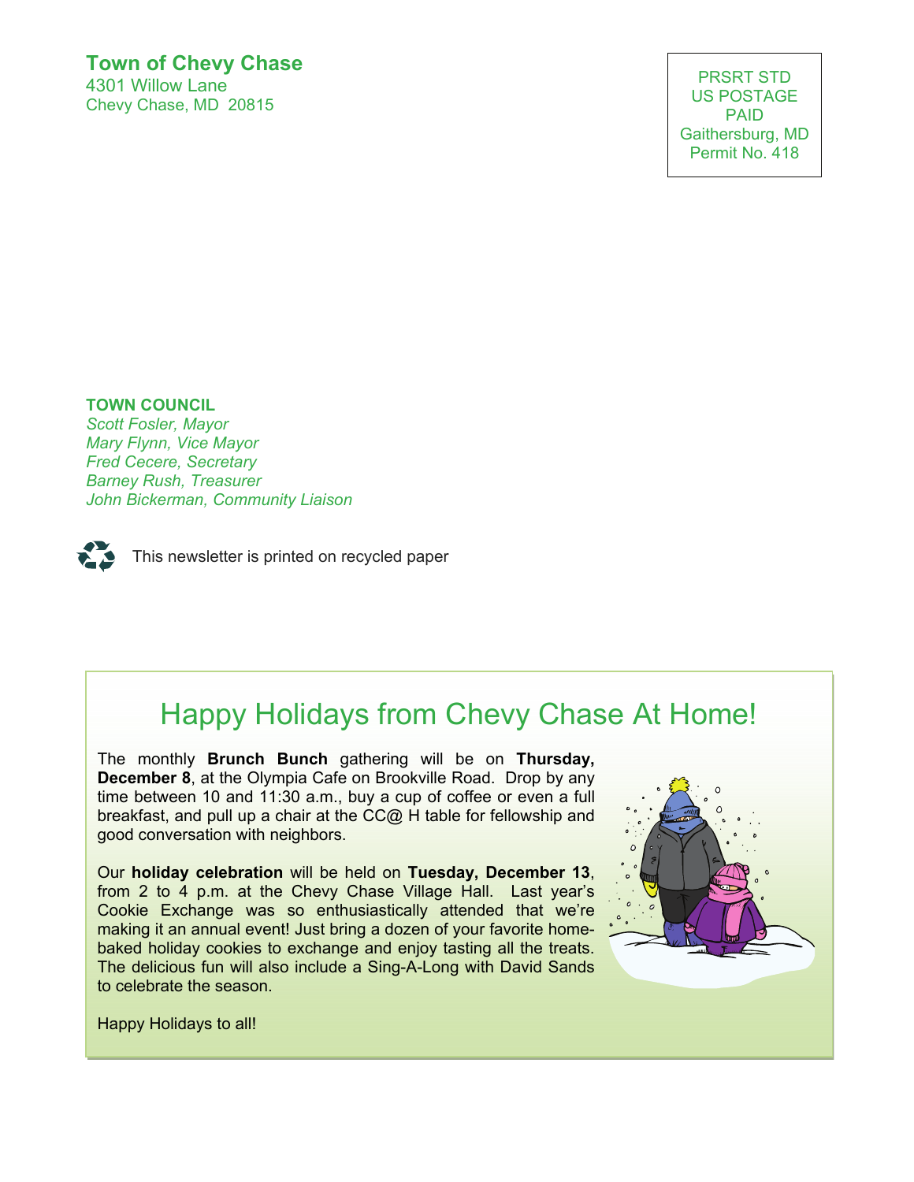**Town of Chevy Chase**
4301 Willow Lane
Chevy Chase, MD 20815

PRSRT STD
US POSTAGE
PAID
Gaithersburg, MD
Permit No. 418

**TOWN COUNCIL**
*Scott Fosler, Mayor*
*Mary Flynn, Vice Mayor*
*Fred Cecere, Secretary*
*Barney Rush, Treasurer*
*John Bickerman, Community Liaison*

This newsletter is printed on recycled paper

## Happy Holidays from Chevy Chase At Home!

The monthly **Brunch Bunch** gathering will be on **Thursday, December 8**, at the Olympia Cafe on Brookville Road. Drop by any time between 10 and 11:30 a.m., buy a cup of coffee or even a full breakfast, and pull up a chair at the CC@ H table for fellowship and good conversation with neighbors.

Our **holiday celebration** will be held on **Tuesday, December 13**, from 2 to 4 p.m. at the Chevy Chase Village Hall. Last year's Cookie Exchange was so enthusiastically attended that we're making it an annual event! Just bring a dozen of your favorite home-baked holiday cookies to exchange and enjoy tasting all the treats. The delicious fun will also include a Sing-A-Long with David Sands to celebrate the season.

Happy Holidays to all!